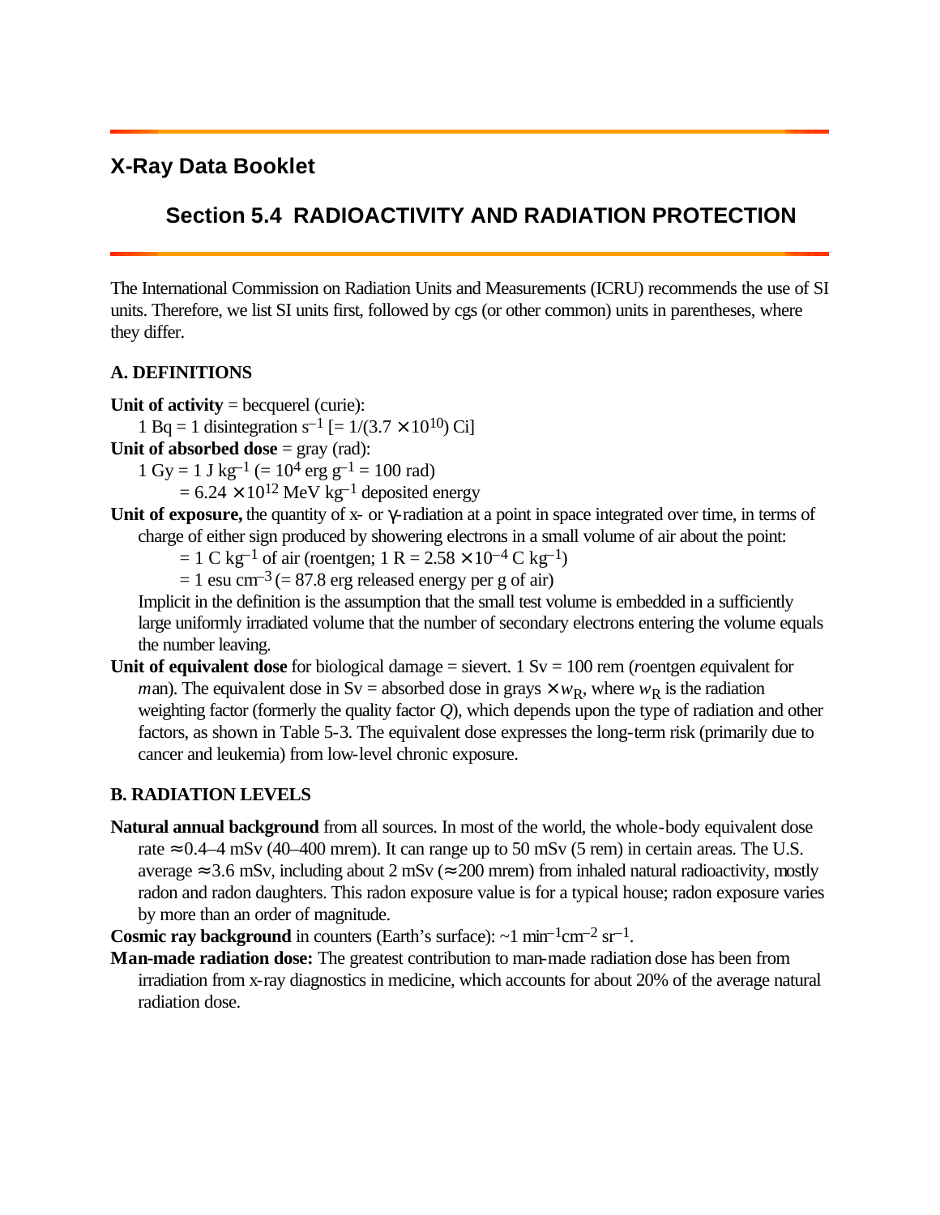# X-Ray Data Booklet

## Section 5.4 RADIOACTIVITY AND RADIATION PROTECTION

The International Commission on Radiation Units and Measurements (ICRU) recommends the use of SI units. Therefore, we list SI units first, followed by cgs (or other common) units in parentheses, where they differ.

### A. DEFINITIONS

**Unit of activity** = becquerel (curie):

$1\ \text{Bq} = 1$ disintegration $\text{s}^{-1}$ [$= 1/(3.7 \times 10^{10})$ Ci]

**Unit of absorbed dose** = gray (rad):

$1\ \text{Gy} = 1\ \text{J kg}^{-1}$ ($= 10^4\ \text{erg g}^{-1} = 100$ rad)

$= 6.24 \times 10^{12}\ \text{MeV kg}^{-1}$ deposited energy

**Unit of exposure,** the quantity of x- or γ-radiation at a point in space integrated over time, in terms of charge of either sign produced by showering electrons in a small volume of air about the point:

$= 1\ \text{C kg}^{-1}$ of air (roentgen; $1\ \text{R} = 2.58 \times 10^{-4}\ \text{C kg}^{-1}$)

$= 1\ \text{esu cm}^{-3}$ ($= 87.8$ erg released energy per g of air)

Implicit in the definition is the assumption that the small test volume is embedded in a sufficiently large uniformly irradiated volume that the number of secondary electrons entering the volume equals the number leaving.

**Unit of equivalent dose** for biological damage = sievert. 1 Sv = 100 rem (*r*oentgen *e*quivalent for *m*an). The equivalent dose in Sv = absorbed dose in grays $\times\, w_R$, where $w_R$ is the radiation weighting factor (formerly the quality factor $Q$), which depends upon the type of radiation and other factors, as shown in Table 5-3. The equivalent dose expresses the long-term risk (primarily due to cancer and leukemia) from low-level chronic exposure.

### B. RADIATION LEVELS

**Natural annual background** from all sources. In most of the world, the whole-body equivalent dose rate ≈ 0.4–4 mSv (40–400 mrem). It can range up to 50 mSv (5 rem) in certain areas. The U.S. average ≈ 3.6 mSv, including about 2 mSv (≈ 200 mrem) from inhaled natural radioactivity, mostly radon and radon daughters. This radon exposure value is for a typical house; radon exposure varies by more than an order of magnitude.

**Cosmic ray background** in counters (Earth's surface): $\sim 1\ \text{min}^{-1}\text{cm}^{-2}\ \text{sr}^{-1}$.

**Man-made radiation dose:** The greatest contribution to man-made radiation dose has been from irradiation from x-ray diagnostics in medicine, which accounts for about 20% of the average natural radiation dose.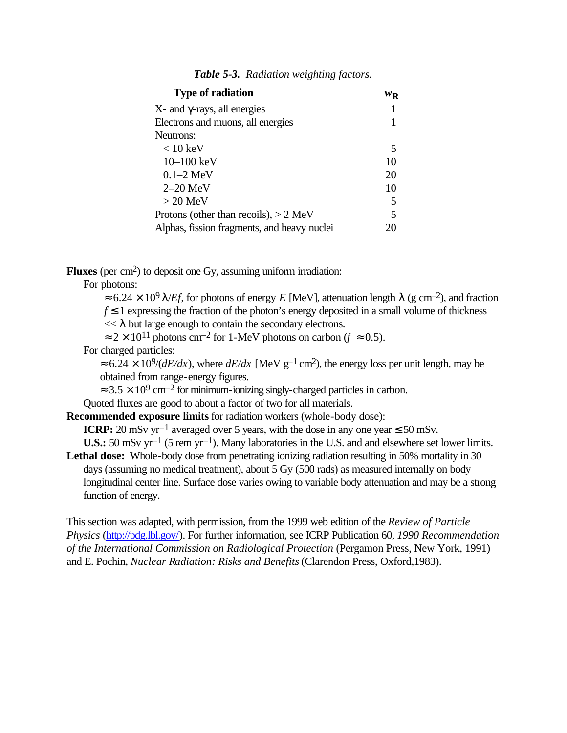***Table 5-3.*** *Radiation weighting factors.*

| Type of radiation | $w_R$ |
|---|---|
| X- and γ-rays, all energies | 1 |
| Electrons and muons, all energies | 1 |
| Neutrons: | |
| < 10 keV | 5 |
| 10–100 keV | 10 |
| 0.1–2 MeV | 20 |
| 2–20 MeV | 10 |
| > 20 MeV | 5 |
| Protons (other than recoils), > 2 MeV | 5 |
| Alphas, fission fragments, and heavy nuclei | 20 |

**Fluxes** (per $cm^2$) to deposit one Gy, assuming uniform irradiation:

For photons:

$\approx 6.24 \times 10^9 \lambda / Ef$, for photons of energy $E$ [MeV], attenuation length $\lambda$ (g $cm^{-2}$), and fraction $f \leq 1$ expressing the fraction of the photon's energy deposited in a small volume of thickness $<< \lambda$ but large enough to contain the secondary electrons.

$\approx 2 \times 10^{11}$ photons $cm^{-2}$ for 1-MeV photons on carbon ($f \approx 0.5$).

For charged particles:

$\approx 6.24 \times 10^9 / (dE/dx)$, where $dE/dx$ [MeV $g^{-1}$ $cm^2$), the energy loss per unit length, may be obtained from range-energy figures.

$\approx 3.5 \times 10^9$ $cm^{-2}$ for minimum-ionizing singly-charged particles in carbon.

Quoted fluxes are good to about a factor of two for all materials.

**Recommended exposure limits** for radiation workers (whole-body dose):

**ICRP:** 20 mSv $yr^{-1}$ averaged over 5 years, with the dose in any one year $\leq$ 50 mSv.

**U.S.:** 50 mSv $yr^{-1}$ (5 rem $yr^{-1}$). Many laboratories in the U.S. and and elsewhere set lower limits.

**Lethal dose:** Whole-body dose from penetrating ionizing radiation resulting in 50% mortality in 30 days (assuming no medical treatment), about 5 Gy (500 rads) as measured internally on body longitudinal center line. Surface dose varies owing to variable body attenuation and may be a strong function of energy.

This section was adapted, with permission, from the 1999 web edition of the *Review of Particle Physics* (http://pdg.lbl.gov/). For further information, see ICRP Publication 60, *1990 Recommendation of the International Commission on Radiological Protection* (Pergamon Press, New York, 1991) and E. Pochin, *Nuclear Radiation: Risks and Benefits* (Clarendon Press, Oxford,1983).